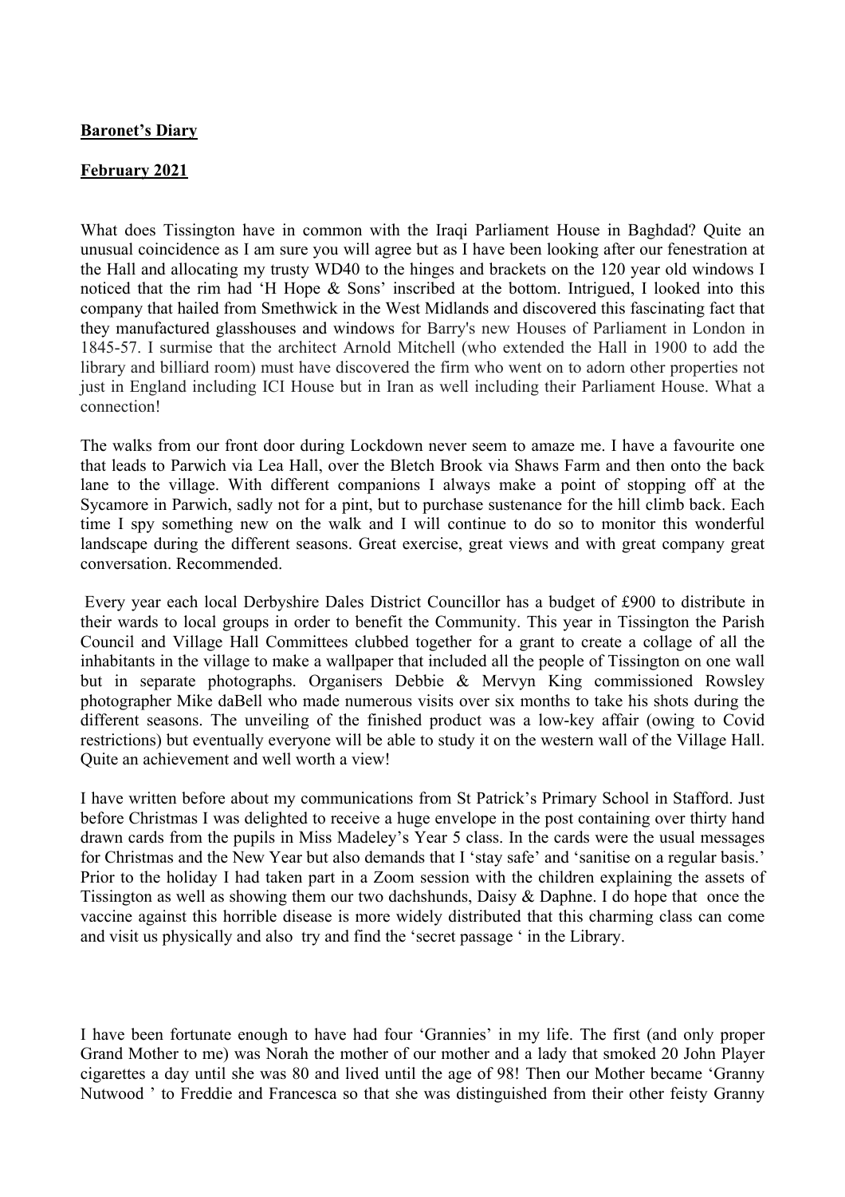**Baronet's Diary**

**February 2021**

What does Tissington have in common with the Iraqi Parliament House in Baghdad? Quite an unusual coincidence as I am sure you will agree but as I have been looking after our fenestration at the Hall and allocating my trusty WD40 to the hinges and brackets on the 120 year old windows I noticed that the rim had 'H Hope & Sons' inscribed at the bottom. Intrigued, I looked into this company that hailed from Smethwick in the West Midlands and discovered this fascinating fact that they manufactured glasshouses and windows for Barry's new Houses of Parliament in London in 1845-57. I surmise that the architect Arnold Mitchell (who extended the Hall in 1900 to add the library and billiard room) must have discovered the firm who went on to adorn other properties not just in England including ICI House but in Iran as well including their Parliament House. What a connection!

The walks from our front door during Lockdown never seem to amaze me. I have a favourite one that leads to Parwich via Lea Hall, over the Bletch Brook via Shaws Farm and then onto the back lane to the village. With different companions I always make a point of stopping off at the Sycamore in Parwich, sadly not for a pint, but to purchase sustenance for the hill climb back. Each time I spy something new on the walk and I will continue to do so to monitor this wonderful landscape during the different seasons. Great exercise, great views and with great company great conversation. Recommended.

Every year each local Derbyshire Dales District Councillor has a budget of £900 to distribute in their wards to local groups in order to benefit the Community. This year in Tissington the Parish Council and Village Hall Committees clubbed together for a grant to create a collage of all the inhabitants in the village to make a wallpaper that included all the people of Tissington on one wall but in separate photographs. Organisers Debbie & Mervyn King commissioned Rowsley photographer Mike daBell who made numerous visits over six months to take his shots during the different seasons. The unveiling of the finished product was a low-key affair (owing to Covid restrictions) but eventually everyone will be able to study it on the western wall of the Village Hall. Quite an achievement and well worth a view!

I have written before about my communications from St Patrick's Primary School in Stafford. Just before Christmas I was delighted to receive a huge envelope in the post containing over thirty hand drawn cards from the pupils in Miss Madeley's Year 5 class. In the cards were the usual messages for Christmas and the New Year but also demands that I 'stay safe' and 'sanitise on a regular basis.' Prior to the holiday I had taken part in a Zoom session with the children explaining the assets of Tissington as well as showing them our two dachshunds, Daisy & Daphne. I do hope that once the vaccine against this horrible disease is more widely distributed that this charming class can come and visit us physically and also try and find the 'secret passage ' in the Library.

I have been fortunate enough to have had four 'Grannies' in my life. The first (and only proper Grand Mother to me) was Norah the mother of our mother and a lady that smoked 20 John Player cigarettes a day until she was 80 and lived until the age of 98! Then our Mother became 'Granny Nutwood ' to Freddie and Francesca so that she was distinguished from their other feisty Granny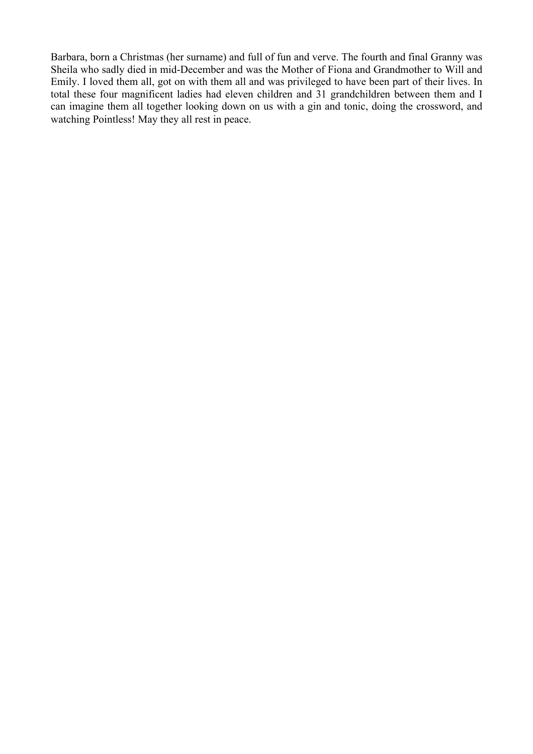Barbara, born a Christmas (her surname) and full of fun and verve. The fourth and final Granny was Sheila who sadly died in mid-December and was the Mother of Fiona and Grandmother to Will and Emily. I loved them all, got on with them all and was privileged to have been part of their lives. In total these four magnificent ladies had eleven children and 31 grandchildren between them and I can imagine them all together looking down on us with a gin and tonic, doing the crossword, and watching Pointless! May they all rest in peace.